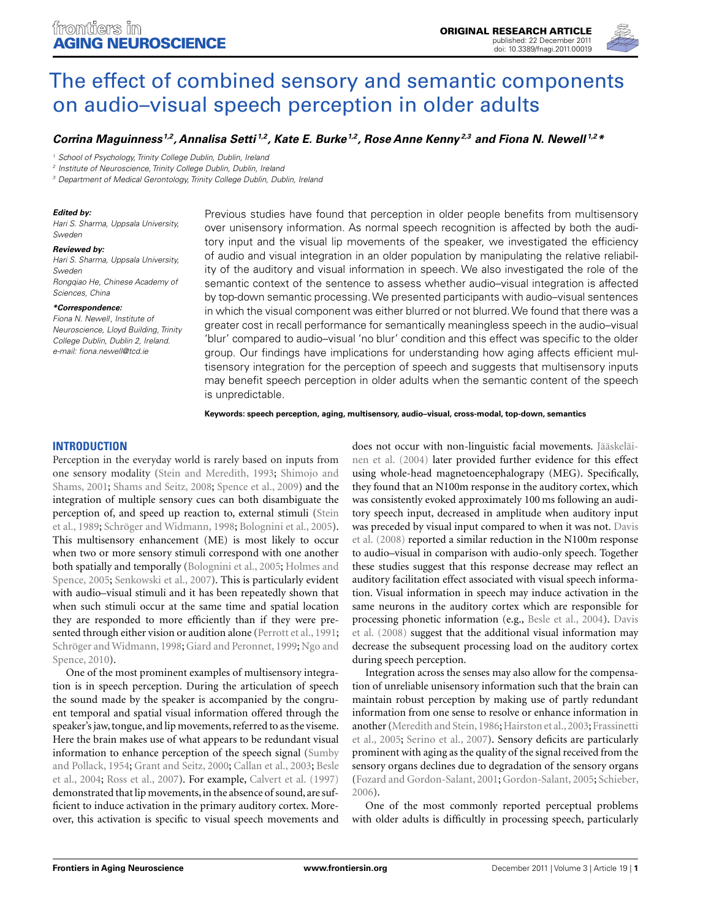# The effect of combined sensory and semantic components on audio–visual speech perception in older adults

***Corrina Maguinness*[1,2]*, Annalisa Setti*[1,2]*, Kate E. Burke*[1,2]*, Rose Anne Kenny*[2,3] *and Fiona N. Newell*[1,2]*\****

[1] School of Psychology, Trinity College Dublin, Dublin, Ireland
[2] Institute of Neuroscience, Trinity College Dublin, Dublin, Ireland
[3] Department of Medical Gerontology, Trinity College Dublin, Dublin, Ireland

***Edited by:***
*Hari S. Sharma, Uppsala University, Sweden*

***Reviewed by:***
*Hari S. Sharma, Uppsala University, Sweden*
*Rongqiao He, Chinese Academy of Sciences, China*

***\*Correspondence:***
*Fiona N. Newell, Institute of Neuroscience, Lloyd Building, Trinity College Dublin, Dublin 2, Ireland. e-mail: fiona.newell@tcd.ie*

Previous studies have found that perception in older people benefits from multisensory over unisensory information. As normal speech recognition is affected by both the auditory input and the visual lip movements of the speaker, we investigated the efficiency of audio and visual integration in an older population by manipulating the relative reliability of the auditory and visual information in speech. We also investigated the role of the semantic context of the sentence to assess whether audio–visual integration is affected by top-down semantic processing. We presented participants with audio–visual sentences in which the visual component was either blurred or not blurred. We found that there was a greater cost in recall performance for semantically meaningless speech in the audio–visual 'blur' compared to audio–visual 'no blur' condition and this effect was specific to the older group. Our findings have implications for understanding how aging affects efficient multisensory integration for the perception of speech and suggests that multisensory inputs may benefit speech perception in older adults when the semantic content of the speech is unpredictable.

**Keywords: speech perception, aging, multisensory, audio–visual, cross-modal, top-down, semantics**

## INTRODUCTION

Perception in the everyday world is rarely based on inputs from one sensory modality (Stein and Meredith, 1993; Shimojo and Shams, 2001; Shams and Seitz, 2008; Spence et al., 2009) and the integration of multiple sensory cues can both disambiguate the perception of, and speed up reaction to, external stimuli (Stein et al., 1989; Schröger and Widmann, 1998; Bolognini et al., 2005). This multisensory enhancement (ME) is most likely to occur when two or more sensory stimuli correspond with one another both spatially and temporally (Bolognini et al., 2005; Holmes and Spence, 2005; Senkowski et al., 2007). This is particularly evident with audio–visual stimuli and it has been repeatedly shown that when such stimuli occur at the same time and spatial location they are responded to more efficiently than if they were presented through either vision or audition alone (Perrott et al., 1991; Schröger and Widmann, 1998; Giard and Peronnet, 1999; Ngo and Spence, 2010).

One of the most prominent examples of multisensory integration is in speech perception. During the articulation of speech the sound made by the speaker is accompanied by the congruent temporal and spatial visual information offered through the speaker's jaw, tongue, and lip movements, referred to as the viseme. Here the brain makes use of what appears to be redundant visual information to enhance perception of the speech signal (Sumby and Pollack, 1954; Grant and Seitz, 2000; Callan et al., 2003; Besle et al., 2004; Ross et al., 2007). For example, Calvert et al. (1997) demonstrated that lip movements, in the absence of sound, are sufficient to induce activation in the primary auditory cortex. Moreover, this activation is specific to visual speech movements and does not occur with non-linguistic facial movements. Jääskeläinen et al. (2004) later provided further evidence for this effect using whole-head magnetoencephalograpy (MEG). Specifically, they found that an N100m response in the auditory cortex, which was consistently evoked approximately 100 ms following an auditory speech input, decreased in amplitude when auditory input was preceded by visual input compared to when it was not. Davis et al. (2008) reported a similar reduction in the N100m response to audio–visual in comparison with audio-only speech. Together these studies suggest that this response decrease may reflect an auditory facilitation effect associated with visual speech information. Visual information in speech may induce activation in the same neurons in the auditory cortex which are responsible for processing phonetic information (e.g., Besle et al., 2004). Davis et al. (2008) suggest that the additional visual information may decrease the subsequent processing load on the auditory cortex during speech perception.

Integration across the senses may also allow for the compensation of unreliable unisensory information such that the brain can maintain robust perception by making use of partly redundant information from one sense to resolve or enhance information in another (Meredith and Stein, 1986; Hairston et al., 2003; Frassinetti et al., 2005; Serino et al., 2007). Sensory deficits are particularly prominent with aging as the quality of the signal received from the sensory organs declines due to degradation of the sensory organs (Fozard and Gordon-Salant, 2001; Gordon-Salant, 2005; Schieber, 2006).

One of the most commonly reported perceptual problems with older adults is difficultly in processing speech, particularly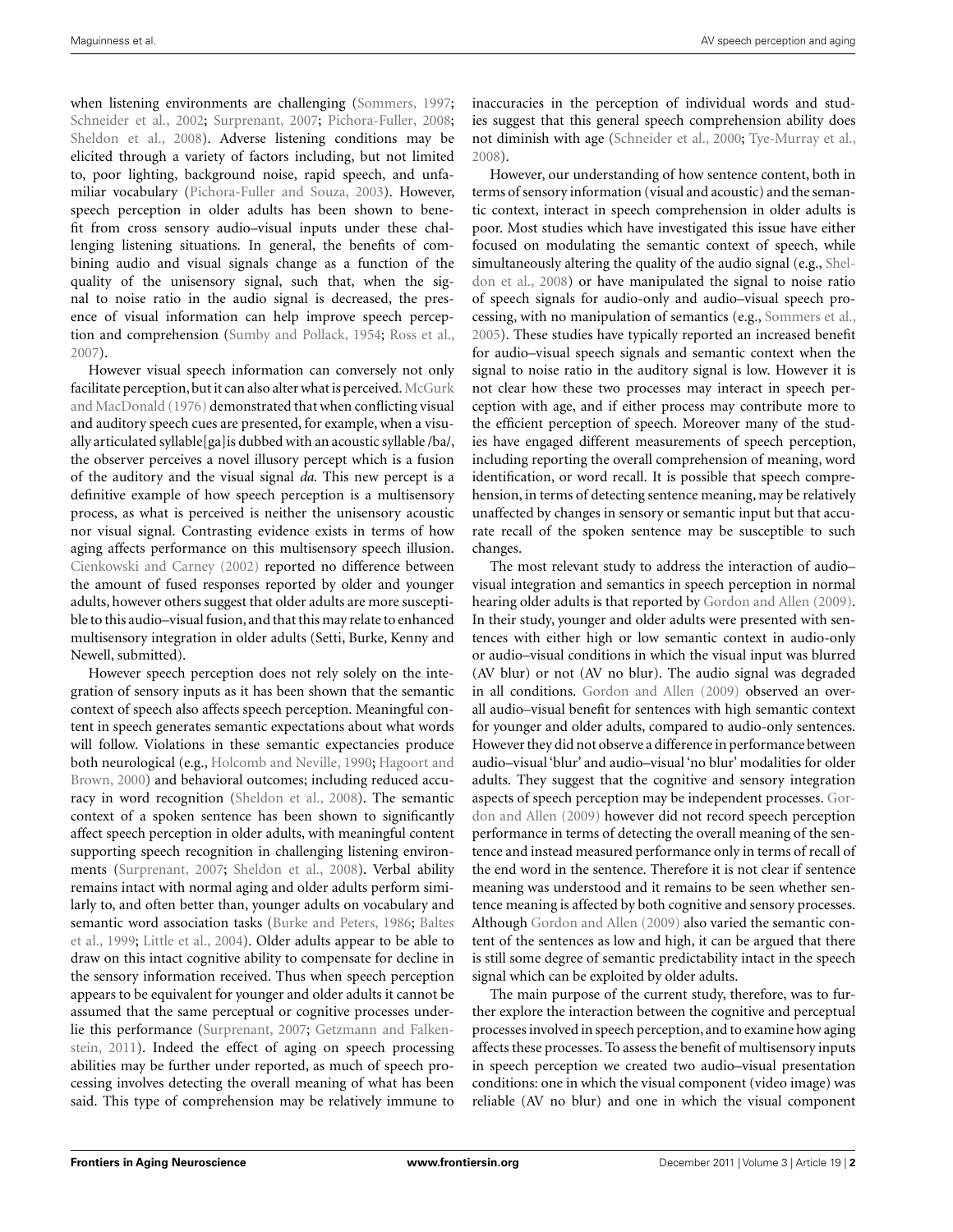when listening environments are challenging (Sommers, 1997; Schneider et al., 2002; Surprenant, 2007; Pichora-Fuller, 2008; Sheldon et al., 2008). Adverse listening conditions may be elicited through a variety of factors including, but not limited to, poor lighting, background noise, rapid speech, and unfamiliar vocabulary (Pichora-Fuller and Souza, 2003). However, speech perception in older adults has been shown to benefit from cross sensory audio–visual inputs under these challenging listening situations. In general, the benefits of combining audio and visual signals change as a function of the quality of the unisensory signal, such that, when the signal to noise ratio in the audio signal is decreased, the presence of visual information can help improve speech perception and comprehension (Sumby and Pollack, 1954; Ross et al., 2007).

However visual speech information can conversely not only facilitate perception, but it can also alter what is perceived. McGurk and MacDonald (1976) demonstrated that when conflicting visual and auditory speech cues are presented, for example, when a visually articulated syllable[ga] is dubbed with an acoustic syllable /ba/, the observer perceives a novel illusory percept which is a fusion of the auditory and the visual signal *da*. This new percept is a definitive example of how speech perception is a multisensory process, as what is perceived is neither the unisensory acoustic nor visual signal. Contrasting evidence exists in terms of how aging affects performance on this multisensory speech illusion. Cienkowski and Carney (2002) reported no difference between the amount of fused responses reported by older and younger adults, however others suggest that older adults are more susceptible to this audio–visual fusion, and that this may relate to enhanced multisensory integration in older adults (Setti, Burke, Kenny and Newell, submitted).

However speech perception does not rely solely on the integration of sensory inputs as it has been shown that the semantic context of speech also affects speech perception. Meaningful content in speech generates semantic expectations about what words will follow. Violations in these semantic expectancies produce both neurological (e.g., Holcomb and Neville, 1990; Hagoort and Brown, 2000) and behavioral outcomes; including reduced accuracy in word recognition (Sheldon et al., 2008). The semantic context of a spoken sentence has been shown to significantly affect speech perception in older adults, with meaningful content supporting speech recognition in challenging listening environments (Surprenant, 2007; Sheldon et al., 2008). Verbal ability remains intact with normal aging and older adults perform similarly to, and often better than, younger adults on vocabulary and semantic word association tasks (Burke and Peters, 1986; Baltes et al., 1999; Little et al., 2004). Older adults appear to be able to draw on this intact cognitive ability to compensate for decline in the sensory information received. Thus when speech perception appears to be equivalent for younger and older adults it cannot be assumed that the same perceptual or cognitive processes underlie this performance (Surprenant, 2007; Getzmann and Falkenstein, 2011). Indeed the effect of aging on speech processing abilities may be further under reported, as much of speech processing involves detecting the overall meaning of what has been said. This type of comprehension may be relatively immune to inaccuracies in the perception of individual words and studies suggest that this general speech comprehension ability does not diminish with age (Schneider et al., 2000; Tye-Murray et al., 2008).

However, our understanding of how sentence content, both in terms of sensory information (visual and acoustic) and the semantic context, interact in speech comprehension in older adults is poor. Most studies which have investigated this issue have either focused on modulating the semantic context of speech, while simultaneously altering the quality of the audio signal (e.g., Sheldon et al., 2008) or have manipulated the signal to noise ratio of speech signals for audio-only and audio–visual speech processing, with no manipulation of semantics (e.g., Sommers et al., 2005). These studies have typically reported an increased benefit for audio–visual speech signals and semantic context when the signal to noise ratio in the auditory signal is low. However it is not clear how these two processes may interact in speech perception with age, and if either process may contribute more to the efficient perception of speech. Moreover many of the studies have engaged different measurements of speech perception, including reporting the overall comprehension of meaning, word identification, or word recall. It is possible that speech comprehension, in terms of detecting sentence meaning, may be relatively unaffected by changes in sensory or semantic input but that accurate recall of the spoken sentence may be susceptible to such changes.

The most relevant study to address the interaction of audio–visual integration and semantics in speech perception in normal hearing older adults is that reported by Gordon and Allen (2009). In their study, younger and older adults were presented with sentences with either high or low semantic context in audio-only or audio–visual conditions in which the visual input was blurred (AV blur) or not (AV no blur). The audio signal was degraded in all conditions. Gordon and Allen (2009) observed an overall audio–visual benefit for sentences with high semantic context for younger and older adults, compared to audio-only sentences. However they did not observe a difference in performance between audio–visual 'blur' and audio–visual 'no blur' modalities for older adults. They suggest that the cognitive and sensory integration aspects of speech perception may be independent processes. Gordon and Allen (2009) however did not record speech perception performance in terms of detecting the overall meaning of the sentence and instead measured performance only in terms of recall of the end word in the sentence. Therefore it is not clear if sentence meaning was understood and it remains to be seen whether sentence meaning is affected by both cognitive and sensory processes. Although Gordon and Allen (2009) also varied the semantic content of the sentences as low and high, it can be argued that there is still some degree of semantic predictability intact in the speech signal which can be exploited by older adults.

The main purpose of the current study, therefore, was to further explore the interaction between the cognitive and perceptual processes involved in speech perception, and to examine how aging affects these processes. To assess the benefit of multisensory inputs in speech perception we created two audio–visual presentation conditions: one in which the visual component (video image) was reliable (AV no blur) and one in which the visual component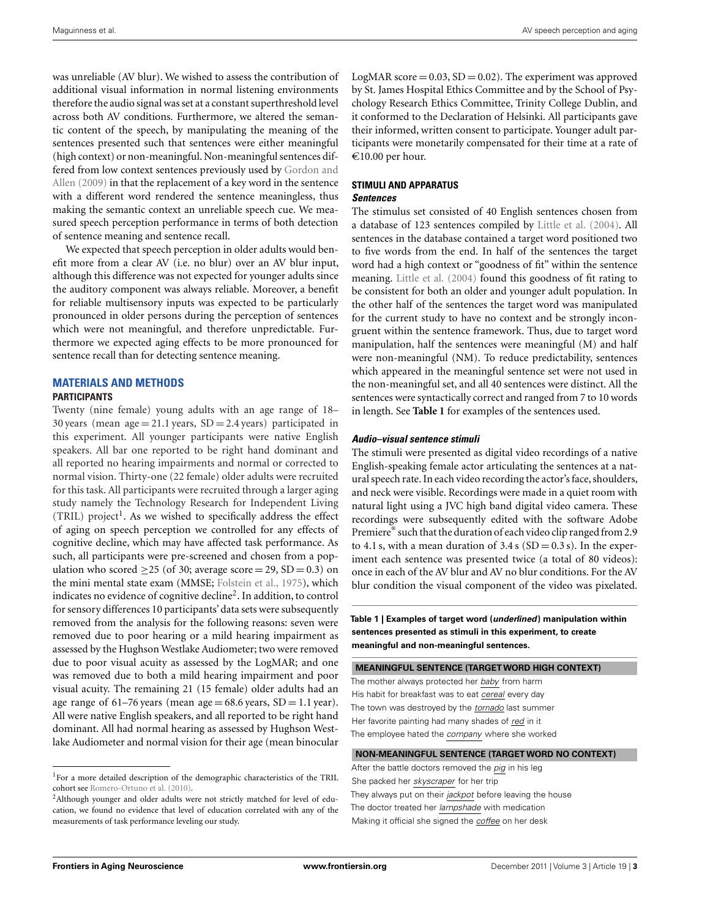was unreliable (AV blur). We wished to assess the contribution of additional visual information in normal listening environments therefore the audio signal was set at a constant superthreshold level across both AV conditions. Furthermore, we altered the semantic content of the speech, by manipulating the meaning of the sentences presented such that sentences were either meaningful (high context) or non-meaningful. Non-meaningful sentences differed from low context sentences previously used by Gordon and Allen (2009) in that the replacement of a key word in the sentence with a different word rendered the sentence meaningless, thus making the semantic context an unreliable speech cue. We measured speech perception performance in terms of both detection of sentence meaning and sentence recall.

We expected that speech perception in older adults would benefit more from a clear AV (i.e. no blur) over an AV blur input, although this difference was not expected for younger adults since the auditory component was always reliable. Moreover, a benefit for reliable multisensory inputs was expected to be particularly pronounced in older persons during the perception of sentences which were not meaningful, and therefore unpredictable. Furthermore we expected aging effects to be more pronounced for sentence recall than for detecting sentence meaning.

## MATERIALS AND METHODS

### PARTICIPANTS

Twenty (nine female) young adults with an age range of 18–30 years (mean age = 21.1 years, SD = 2.4 years) participated in this experiment. All younger participants were native English speakers. All bar one reported to be right hand dominant and all reported no hearing impairments and normal or corrected to normal vision. Thirty-one (22 female) older adults were recruited for this task. All participants were recruited through a larger aging study namely the Technology Research for Independent Living (TRIL) project[1]. As we wished to specifically address the effect of aging on speech perception we controlled for any effects of cognitive decline, which may have affected task performance. As such, all participants were pre-screened and chosen from a population who scored ≥25 (of 30; average score = 29, SD = 0.3) on the mini mental state exam (MMSE; Folstein et al., 1975), which indicates no evidence of cognitive decline[2]. In addition, to control for sensory differences 10 participants' data sets were subsequently removed from the analysis for the following reasons: seven were removed due to poor hearing or a mild hearing impairment as assessed by the Hughson Westlake Audiometer; two were removed due to poor visual acuity as assessed by the LogMAR; and one was removed due to both a mild hearing impairment and poor visual acuity. The remaining 21 (15 female) older adults had an age range of 61–76 years (mean age = 68.6 years, SD = 1.1 year). All were native English speakers, and all reported to be right hand dominant. All had normal hearing as assessed by Hughson Westlake Audiometer and normal vision for their age (mean binocular LogMAR score = 0.03, SD = 0.02). The experiment was approved by St. James Hospital Ethics Committee and by the School of Psychology Research Ethics Committee, Trinity College Dublin, and it conformed to the Declaration of Helsinki. All participants gave their informed, written consent to participate. Younger adult participants were monetarily compensated for their time at a rate of €10.00 per hour.

### STIMULI AND APPARATUS

#### *Sentences*

The stimulus set consisted of 40 English sentences chosen from a database of 123 sentences compiled by Little et al. (2004). All sentences in the database contained a target word positioned two to five words from the end. In half of the sentences the target word had a high context or "goodness of fit" within the sentence meaning. Little et al. (2004) found this goodness of fit rating to be consistent for both an older and younger adult population. In the other half of the sentences the target word was manipulated for the current study to have no context and be strongly incongruent within the sentence framework. Thus, due to target word manipulation, half the sentences were meaningful (M) and half were non-meaningful (NM). To reduce predictability, sentences which appeared in the meaningful sentence set were not used in the non-meaningful set, and all 40 sentences were distinct. All the sentences were syntactically correct and ranged from 7 to 10 words in length. See **Table 1** for examples of the sentences used.

#### *Audio–visual sentence stimuli*

The stimuli were presented as digital video recordings of a native English-speaking female actor articulating the sentences at a natural speech rate. In each video recording the actor's face, shoulders, and neck were visible. Recordings were made in a quiet room with natural light using a JVC high band digital video camera. These recordings were subsequently edited with the software Adobe Premiere® such that the duration of each video clip ranged from 2.9 to 4.1 s, with a mean duration of 3.4 s (SD = 0.3 s). In the experiment each sentence was presented twice (a total of 80 videos): once in each of the AV blur and AV no blur conditions. For the AV blur condition the visual component of the video was pixelated.

**Table 1 | Examples of target word (*underlined*) manipulation within sentences presented as stimuli in this experiment, to create meaningful and non-meaningful sentences.**

| MEANINGFUL SENTENCE (TARGET WORD HIGH CONTEXT) |
|---|
| The mother always protected her *baby* from harm |
| His habit for breakfast was to eat *cereal* every day |
| The town was destroyed by the *tornado* last summer |
| Her favorite painting had many shades of *red* in it |
| The employee hated the *company* where she worked |
| **NON-MEANINGFUL SENTENCE (TARGET WORD NO CONTEXT)** |
| After the battle doctors removed the *pig* in his leg |
| She packed her *skyscraper* for her trip |
| They always put on their *jackpot* before leaving the house |
| The doctor treated her *lampshade* with medication |
| Making it official she signed the *coffee* on her desk |

[1] For a more detailed description of the demographic characteristics of the TRIL cohort see Romero-Ortuno et al. (2010).

[2] Although younger and older adults were not strictly matched for level of education, we found no evidence that level of education correlated with any of the measurements of task performance leveling our study.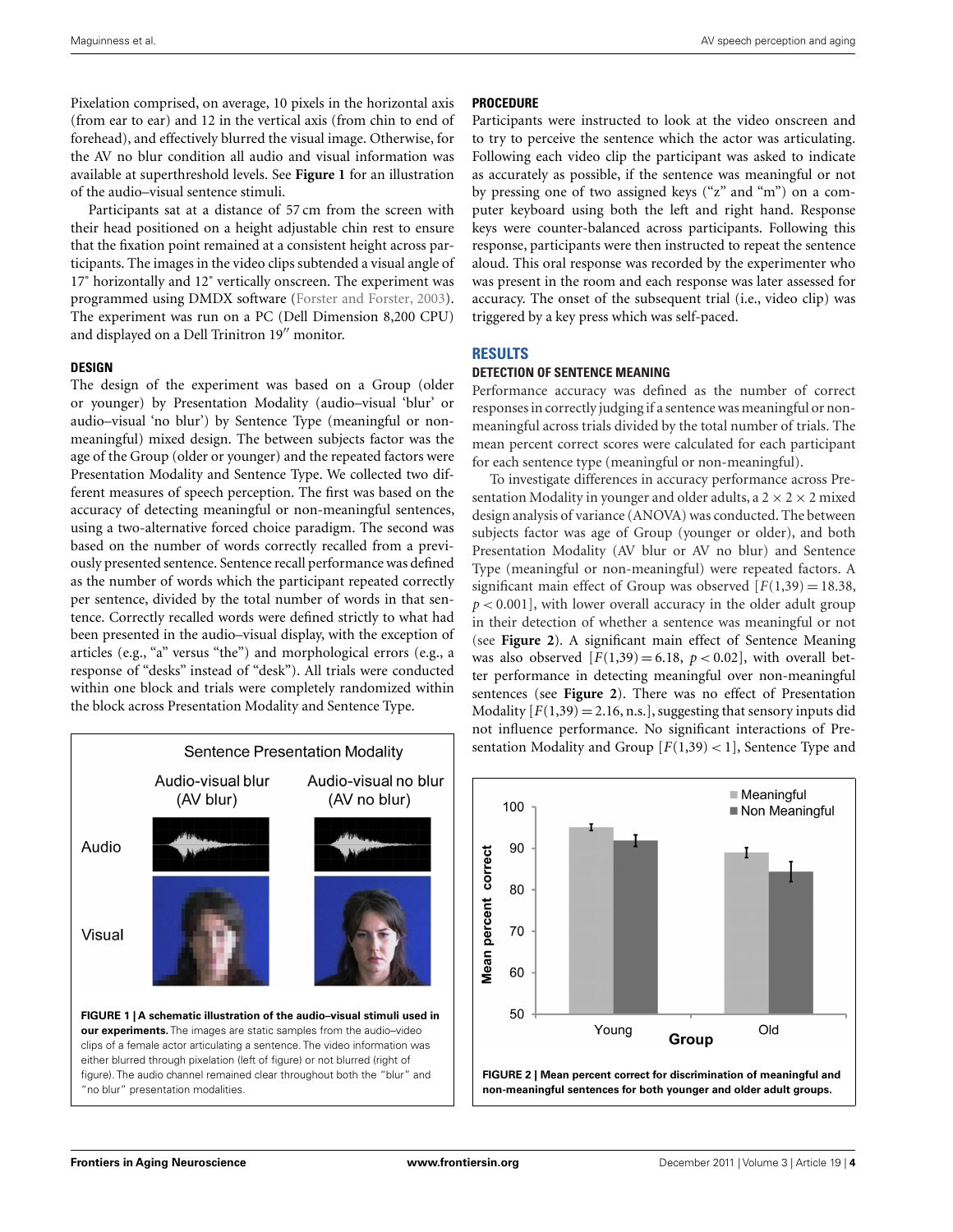Pixelation comprised, on average, 10 pixels in the horizontal axis (from ear to ear) and 12 in the vertical axis (from chin to end of forehead), and effectively blurred the visual image. Otherwise, for the AV no blur condition all audio and visual information was available at superthreshold levels. See **Figure 1** for an illustration of the audio–visual sentence stimuli.

Participants sat at a distance of 57 cm from the screen with their head positioned on a height adjustable chin rest to ensure that the fixation point remained at a consistent height across participants. The images in the video clips subtended a visual angle of 17˚ horizontally and 12˚ vertically onscreen. The experiment was programmed using DMDX software (Forster and Forster, 2003). The experiment was run on a PC (Dell Dimension 8,200 CPU) and displayed on a Dell Trinitron 19″ monitor.

### DESIGN

The design of the experiment was based on a Group (older or younger) by Presentation Modality (audio–visual 'blur' or audio–visual 'no blur') by Sentence Type (meaningful or non-meaningful) mixed design. The between subjects factor was the age of the Group (older or younger) and the repeated factors were Presentation Modality and Sentence Type. We collected two different measures of speech perception. The first was based on the accuracy of detecting meaningful or non-meaningful sentences, using a two-alternative forced choice paradigm. The second was based on the number of words correctly recalled from a previously presented sentence. Sentence recall performance was defined as the number of words which the participant repeated correctly per sentence, divided by the total number of words in that sentence. Correctly recalled words were defined strictly to what had been presented in the audio–visual display, with the exception of articles (e.g., "a" versus "the") and morphological errors (e.g., a response of "desks" instead of "desk"). All trials were conducted within one block and trials were completely randomized within the block across Presentation Modality and Sentence Type.

**FIGURE 1 | A schematic illustration of the audio–visual stimuli used in our experiments.** The images are static samples from the audio–video clips of a female actor articulating a sentence. The video information was either blurred through pixelation (left of figure) or not blurred (right of figure). The audio channel remained clear throughout both the "blur" and "no blur" presentation modalities.

### PROCEDURE

Participants were instructed to look at the video onscreen and to try to perceive the sentence which the actor was articulating. Following each video clip the participant was asked to indicate as accurately as possible, if the sentence was meaningful or not by pressing one of two assigned keys ("z" and "m") on a computer keyboard using both the left and right hand. Response keys were counter-balanced across participants. Following this response, participants were then instructed to repeat the sentence aloud. This oral response was recorded by the experimenter who was present in the room and each response was later assessed for accuracy. The onset of the subsequent trial (i.e., video clip) was triggered by a key press which was self-paced.

## RESULTS

### DETECTION OF SENTENCE MEANING

Performance accuracy was defined as the number of correct responses in correctly judging if a sentence was meaningful or non-meaningful across trials divided by the total number of trials. The mean percent correct scores were calculated for each participant for each sentence type (meaningful or non-meaningful).

To investigate differences in accuracy performance across Presentation Modality in younger and older adults, a 2 × 2 × 2 mixed design analysis of variance (ANOVA) was conducted. The between subjects factor was age of Group (younger or older), and both Presentation Modality (AV blur or AV no blur) and Sentence Type (meaningful or non-meaningful) were repeated factors. A significant main effect of Group was observed [$F(1,39) = 18.38$, $p < 0.001$], with lower overall accuracy in the older adult group in their detection of whether a sentence was meaningful or not (see **Figure 2**). A significant main effect of Sentence Meaning was also observed [$F(1,39) = 6.18$, $p < 0.02$], with overall better performance in detecting meaningful over non-meaningful sentences (see **Figure 2**). There was no effect of Presentation Modality [$F(1,39) = 2.16$, n.s.], suggesting that sensory inputs did not influence performance. No significant interactions of Presentation Modality and Group [$F(1,39) < 1$], Sentence Type and

**FIGURE 2 | Mean percent correct for discrimination of meaningful and non-meaningful sentences for both younger and older adult groups.**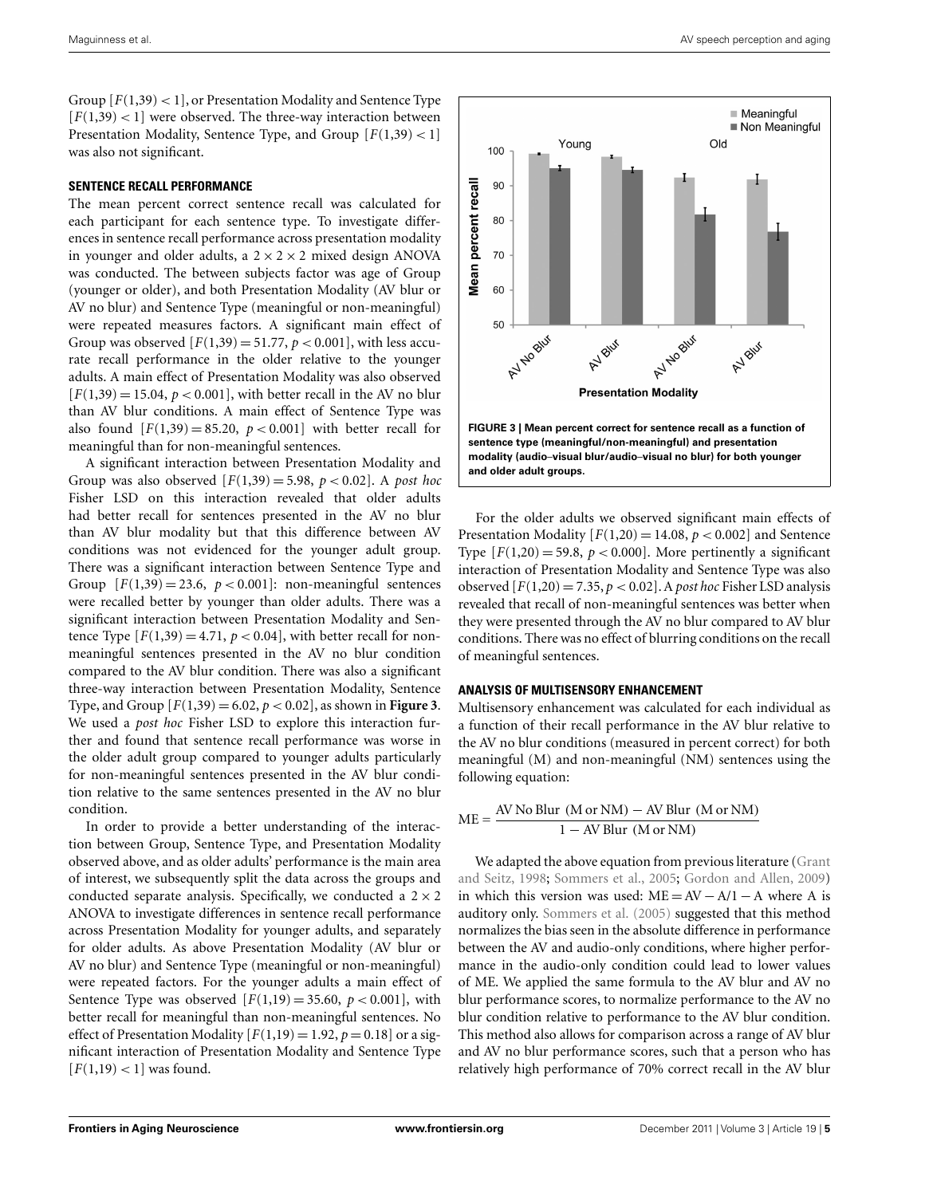Group [$F(1,39) < 1$], or Presentation Modality and Sentence Type [$F(1,39) < 1$] were observed. The three-way interaction between Presentation Modality, Sentence Type, and Group [$F(1,39) < 1$] was also not significant.

### SENTENCE RECALL PERFORMANCE

The mean percent correct sentence recall was calculated for each participant for each sentence type. To investigate differences in sentence recall performance across presentation modality in younger and older adults, a $2 \times 2 \times 2$ mixed design ANOVA was conducted. The between subjects factor was age of Group (younger or older), and both Presentation Modality (AV blur or AV no blur) and Sentence Type (meaningful or non-meaningful) were repeated measures factors. A significant main effect of Group was observed [$F(1,39) = 51.77$, $p < 0.001$], with less accurate recall performance in the older relative to the younger adults. A main effect of Presentation Modality was also observed [$F(1,39) = 15.04$, $p < 0.001$], with better recall in the AV no blur than AV blur conditions. A main effect of Sentence Type was also found [$F(1,39) = 85.20$, $p < 0.001$] with better recall for meaningful than for non-meaningful sentences.

A significant interaction between Presentation Modality and Group was also observed [$F(1,39) = 5.98$, $p < 0.02$]. A *post hoc* Fisher LSD on this interaction revealed that older adults had better recall for sentences presented in the AV no blur than AV blur modality but that this difference between AV conditions was not evidenced for the younger adult group. There was a significant interaction between Sentence Type and Group [$F(1,39) = 23.6$, $p < 0.001$]: non-meaningful sentences were recalled better by younger than older adults. There was a significant interaction between Presentation Modality and Sentence Type [$F(1,39) = 4.71$, $p < 0.04$], with better recall for non-meaningful sentences presented in the AV no blur condition compared to the AV blur condition. There was also a significant three-way interaction between Presentation Modality, Sentence Type, and Group [$F(1,39) = 6.02$, $p < 0.02$], as shown in **Figure 3**. We used a *post hoc* Fisher LSD to explore this interaction further and found that sentence recall performance was worse in the older adult group compared to younger adults particularly for non-meaningful sentences presented in the AV blur condition relative to the same sentences presented in the AV no blur condition.

In order to provide a better understanding of the interaction between Group, Sentence Type, and Presentation Modality observed above, and as older adults' performance is the main area of interest, we subsequently split the data across the groups and conducted separate analysis. Specifically, we conducted a $2 \times 2$ ANOVA to investigate differences in sentence recall performance across Presentation Modality for younger adults, and separately for older adults. As above Presentation Modality (AV blur or AV no blur) and Sentence Type (meaningful or non-meaningful) were repeated factors. For the younger adults a main effect of Sentence Type was observed [$F(1,19) = 35.60$, $p < 0.001$], with better recall for meaningful than non-meaningful sentences. No effect of Presentation Modality [$F(1,19) = 1.92$, $p = 0.18$] or a significant interaction of Presentation Modality and Sentence Type [$F(1,19) < 1$] was found.

**FIGURE 3 | Mean percent correct for sentence recall as a function of sentence type (meaningful/non-meaningful) and presentation modality (audio–visual blur/audio–visual no blur) for both younger and older adult groups.**

For the older adults we observed significant main effects of Presentation Modality [$F(1,20) = 14.08$, $p < 0.002$] and Sentence Type [$F(1,20) = 59.8$, $p < 0.000$]. More pertinently a significant interaction of Presentation Modality and Sentence Type was also observed [$F(1,20) = 7.35$, $p < 0.02$]. A *post hoc* Fisher LSD analysis revealed that recall of non-meaningful sentences was better when they were presented through the AV no blur compared to AV blur conditions. There was no effect of blurring conditions on the recall of meaningful sentences.

### ANALYSIS OF MULTISENSORY ENHANCEMENT

Multisensory enhancement was calculated for each individual as a function of their recall performance in the AV blur relative to the AV no blur conditions (measured in percent correct) for both meaningful (M) and non-meaningful (NM) sentences using the following equation:

$$\text{ME} = \frac{\text{AV No Blur (M or NM)} - \text{AV Blur (M or NM)}}{1 - \text{AV Blur (M or NM)}}$$

We adapted the above equation from previous literature (Grant and Seitz, 1998; Sommers et al., 2005; Gordon and Allen, 2009) in which this version was used: $\text{ME} = \text{AV} - \text{A}/1 - \text{A}$ where A is auditory only. Sommers et al. (2005) suggested that this method normalizes the bias seen in the absolute difference in performance between the AV and audio-only conditions, where higher performance in the audio-only condition could lead to lower values of ME. We applied the same formula to the AV blur and AV no blur performance scores, to normalize performance to the AV no blur condition relative to performance to the AV blur condition. This method also allows for comparison across a range of AV blur and AV no blur performance scores, such that a person who has relatively high performance of 70% correct recall in the AV blur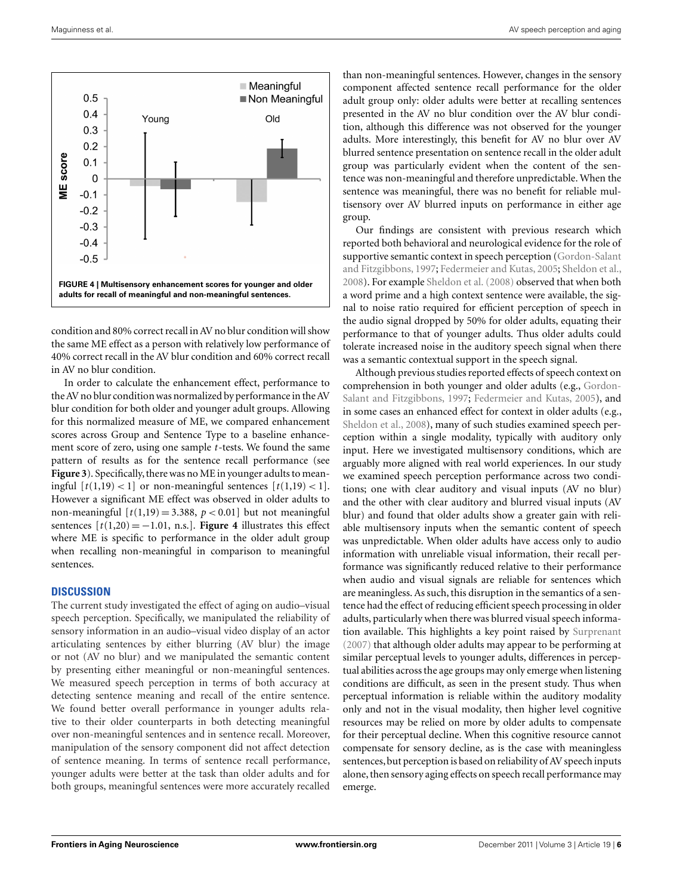FIGURE 4 | Multisensory enhancement scores for younger and older adults for recall of meaningful and non-meaningful sentences.

condition and 80% correct recall in AV no blur condition will show the same ME effect as a person with relatively low performance of 40% correct recall in the AV blur condition and 60% correct recall in AV no blur condition.

In order to calculate the enhancement effect, performance to the AV no blur condition was normalized by performance in the AV blur condition for both older and younger adult groups. Allowing for this normalized measure of ME, we compared enhancement scores across Group and Sentence Type to a baseline enhancement score of zero, using one sample *t*-tests. We found the same pattern of results as for the sentence recall performance (see **Figure 3**). Specifically, there was no ME in younger adults to meaningful [$t(1,19) < 1$] or non-meaningful sentences [$t(1,19) < 1$]. However a significant ME effect was observed in older adults to non-meaningful [$t(1,19) = 3.388$, $p < 0.01$] but not meaningful sentences [$t(1,20) = -1.01$, n.s.]. **Figure 4** illustrates this effect where ME is specific to performance in the older adult group when recalling non-meaningful in comparison to meaningful sentences.

## DISCUSSION

The current study investigated the effect of aging on audio–visual speech perception. Specifically, we manipulated the reliability of sensory information in an audio–visual video display of an actor articulating sentences by either blurring (AV blur) the image or not (AV no blur) and we manipulated the semantic content by presenting either meaningful or non-meaningful sentences. We measured speech perception in terms of both accuracy at detecting sentence meaning and recall of the entire sentence. We found better overall performance in younger adults relative to their older counterparts in both detecting meaningful over non-meaningful sentences and in sentence recall. Moreover, manipulation of the sensory component did not affect detection of sentence meaning. In terms of sentence recall performance, younger adults were better at the task than older adults and for both groups, meaningful sentences were more accurately recalled than non-meaningful sentences. However, changes in the sensory component affected sentence recall performance for the older adult group only: older adults were better at recalling sentences presented in the AV no blur condition over the AV blur condition, although this difference was not observed for the younger adults. More interestingly, this benefit for AV no blur over AV blurred sentence presentation on sentence recall in the older adult group was particularly evident when the content of the sentence was non-meaningful and therefore unpredictable. When the sentence was meaningful, there was no benefit for reliable multisensory over AV blurred inputs on performance in either age group.

Our findings are consistent with previous research which reported both behavioral and neurological evidence for the role of supportive semantic context in speech perception (Gordon-Salant and Fitzgibbons, 1997; Federmeier and Kutas, 2005; Sheldon et al., 2008). For example Sheldon et al. (2008) observed that when both a word prime and a high context sentence were available, the signal to noise ratio required for efficient perception of speech in the audio signal dropped by 50% for older adults, equating their performance to that of younger adults. Thus older adults could tolerate increased noise in the auditory speech signal when there was a semantic contextual support in the speech signal.

Although previous studies reported effects of speech context on comprehension in both younger and older adults (e.g., Gordon-Salant and Fitzgibbons, 1997; Federmeier and Kutas, 2005), and in some cases an enhanced effect for context in older adults (e.g., Sheldon et al., 2008), many of such studies examined speech perception within a single modality, typically with auditory only input. Here we investigated multisensory conditions, which are arguably more aligned with real world experiences. In our study we examined speech perception performance across two conditions; one with clear auditory and visual inputs (AV no blur) and the other with clear auditory and blurred visual inputs (AV blur) and found that older adults show a greater gain with reliable multisensory inputs when the semantic content of speech was unpredictable. When older adults have access only to audio information with unreliable visual information, their recall performance was significantly reduced relative to their performance when audio and visual signals are reliable for sentences which are meaningless. As such, this disruption in the semantics of a sentence had the effect of reducing efficient speech processing in older adults, particularly when there was blurred visual speech information available. This highlights a key point raised by Surprenant (2007) that although older adults may appear to be performing at similar perceptual levels to younger adults, differences in perceptual abilities across the age groups may only emerge when listening conditions are difficult, as seen in the present study. Thus when perceptual information is reliable within the auditory modality only and not in the visual modality, then higher level cognitive resources may be relied on more by older adults to compensate for their perceptual decline. When this cognitive resource cannot compensate for sensory decline, as is the case with meaningless sentences, but perception is based on reliability of AV speech inputs alone, then sensory aging effects on speech recall performance may emerge.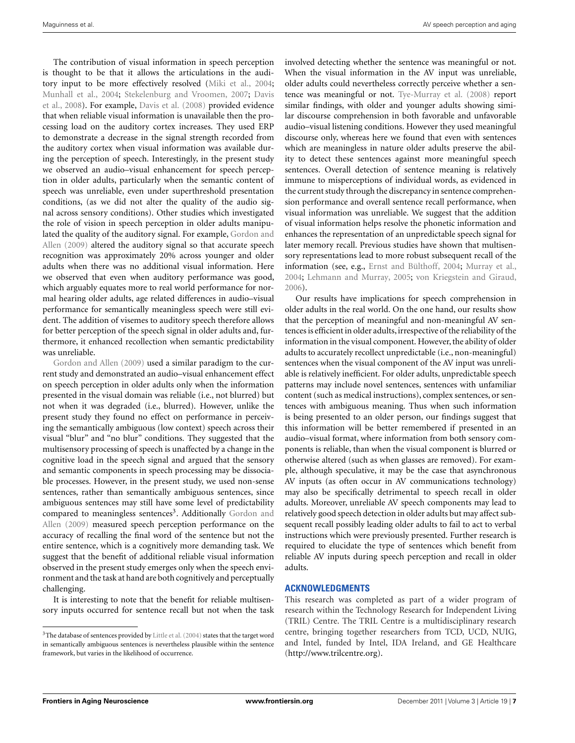The contribution of visual information in speech perception is thought to be that it allows the articulations in the auditory input to be more effectively resolved (Miki et al., 2004; Munhall et al., 2004; Stekelenburg and Vroomen, 2007; Davis et al., 2008). For example, Davis et al. (2008) provided evidence that when reliable visual information is unavailable then the processing load on the auditory cortex increases. They used ERP to demonstrate a decrease in the signal strength recorded from the auditory cortex when visual information was available during the perception of speech. Interestingly, in the present study we observed an audio–visual enhancement for speech perception in older adults, particularly when the semantic content of speech was unreliable, even under superthreshold presentation conditions, (as we did not alter the quality of the audio signal across sensory conditions). Other studies which investigated the role of vision in speech perception in older adults manipulated the quality of the auditory signal. For example, Gordon and Allen (2009) altered the auditory signal so that accurate speech recognition was approximately 20% across younger and older adults when there was no additional visual information. Here we observed that even when auditory performance was good, which arguably equates more to real world performance for normal hearing older adults, age related differences in audio–visual performance for semantically meaningless speech were still evident. The addition of visemes to auditory speech therefore allows for better perception of the speech signal in older adults and, furthermore, it enhanced recollection when semantic predictability was unreliable.

Gordon and Allen (2009) used a similar paradigm to the current study and demonstrated an audio–visual enhancement effect on speech perception in older adults only when the information presented in the visual domain was reliable (i.e., not blurred) but not when it was degraded (i.e., blurred). However, unlike the present study they found no effect on performance in perceiving the semantically ambiguous (low context) speech across their visual "blur" and "no blur" conditions. They suggested that the multisensory processing of speech is unaffected by a change in the cognitive load in the speech signal and argued that the sensory and semantic components in speech processing may be dissociable processes. However, in the present study, we used non-sense sentences, rather than semantically ambiguous sentences, since ambiguous sentences may still have some level of predictability compared to meaningless sentences[3]. Additionally Gordon and Allen (2009) measured speech perception performance on the accuracy of recalling the final word of the sentence but not the entire sentence, which is a cognitively more demanding task. We suggest that the benefit of additional reliable visual information observed in the present study emerges only when the speech environment and the task at hand are both cognitively and perceptually challenging.

It is interesting to note that the benefit for reliable multisensory inputs occurred for sentence recall but not when the task involved detecting whether the sentence was meaningful or not. When the visual information in the AV input was unreliable, older adults could nevertheless correctly perceive whether a sentence was meaningful or not. Tye-Murray et al. (2008) report similar findings, with older and younger adults showing similar discourse comprehension in both favorable and unfavorable audio–visual listening conditions. However they used meaningful discourse only, whereas here we found that even with sentences which are meaningless in nature older adults preserve the ability to detect these sentences against more meaningful speech sentences. Overall detection of sentence meaning is relatively immune to misperceptions of individual words, as evidenced in the current study through the discrepancy in sentence comprehension performance and overall sentence recall performance, when visual information was unreliable. We suggest that the addition of visual information helps resolve the phonetic information and enhances the representation of an unpredictable speech signal for later memory recall. Previous studies have shown that multisensory representations lead to more robust subsequent recall of the information (see, e.g., Ernst and Bülthoff, 2004; Murray et al., 2004; Lehmann and Murray, 2005; von Kriegstein and Giraud, 2006).

Our results have implications for speech comprehension in older adults in the real world. On the one hand, our results show that the perception of meaningful and non-meaningful AV sentences is efficient in older adults, irrespective of the reliability of the information in the visual component. However, the ability of older adults to accurately recollect unpredictable (i.e., non-meaningful) sentences when the visual component of the AV input was unreliable is relatively inefficient. For older adults, unpredictable speech patterns may include novel sentences, sentences with unfamiliar content (such as medical instructions), complex sentences, or sentences with ambiguous meaning. Thus when such information is being presented to an older person, our findings suggest that this information will be better remembered if presented in an audio–visual format, where information from both sensory components is reliable, than when the visual component is blurred or otherwise altered (such as when glasses are removed). For example, although speculative, it may be the case that asynchronous AV inputs (as often occur in AV communications technology) may also be specifically detrimental to speech recall in older adults. Moreover, unreliable AV speech components may lead to relatively good speech detection in older adults but may affect subsequent recall possibly leading older adults to fail to act to verbal instructions which were previously presented. Further research is required to elucidate the type of sentences which benefit from reliable AV inputs during speech perception and recall in older adults.

## ACKNOWLEDGMENTS

This research was completed as part of a wider program of research within the Technology Research for Independent Living (TRIL) Centre. The TRIL Centre is a multidisciplinary research centre, bringing together researchers from TCD, UCD, NUIG, and Intel, funded by Intel, IDA Ireland, and GE Healthcare (http://www.trilcentre.org).

[3]The database of sentences provided by Little et al. (2004) states that the target word in semantically ambiguous sentences is nevertheless plausible within the sentence framework, but varies in the likelihood of occurrence.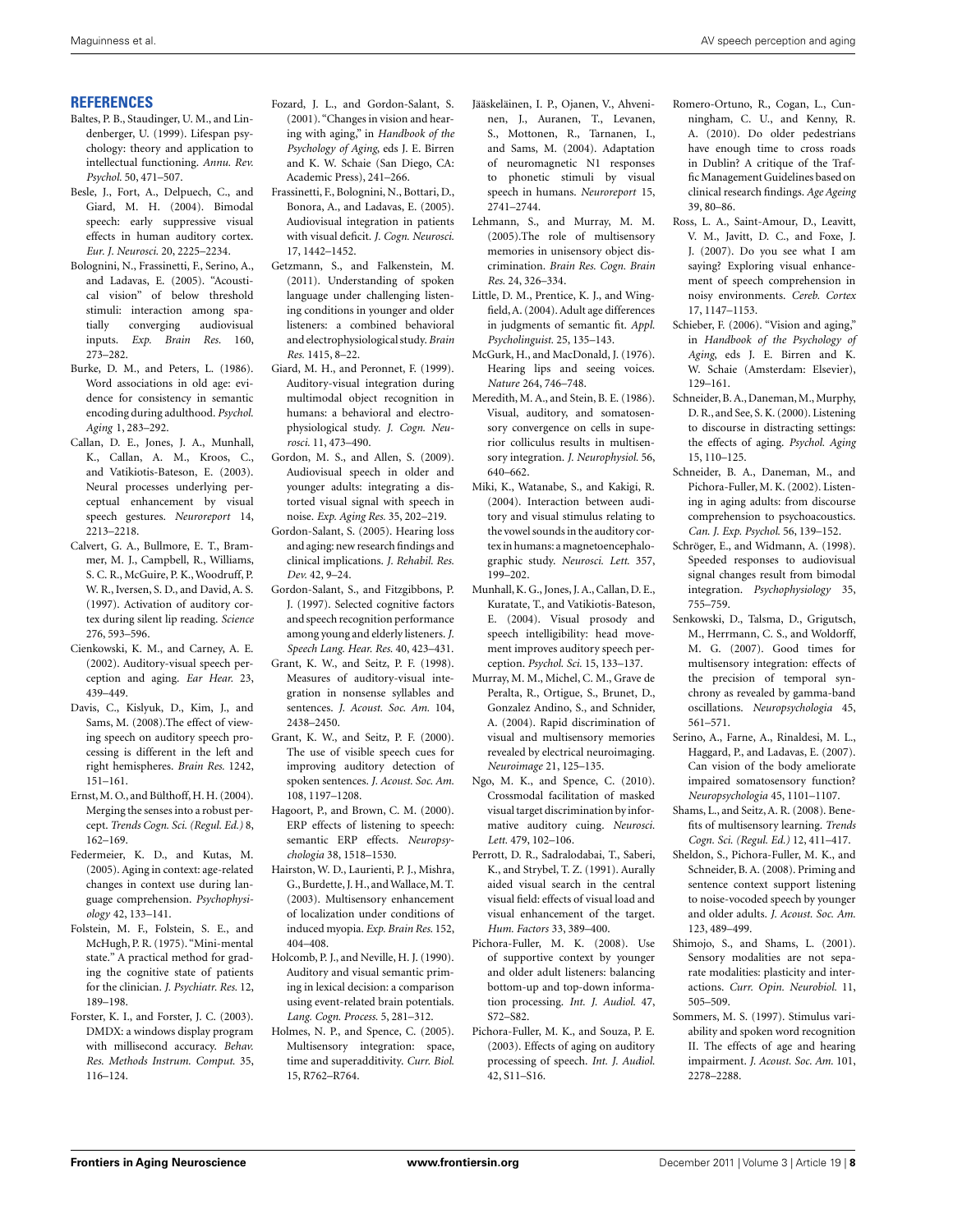## REFERENCES

Baltes, P. B., Staudinger, U. M., and Lindenberger, U. (1999). Lifespan psychology: theory and application to intellectual functioning. *Annu. Rev. Psychol.* 50, 471–507.

Besle, J., Fort, A., Delpuech, C., and Giard, M. H. (2004). Bimodal speech: early suppressive visual effects in human auditory cortex. *Eur. J. Neurosci.* 20, 2225–2234.

Bolognini, N., Frassinetti, F., Serino, A., and Ladavas, E. (2005). "Acoustical vision" of below threshold stimuli: interaction among spatially converging audiovisual inputs. *Exp. Brain Res.* 160, 273–282.

Burke, D. M., and Peters, L. (1986). Word associations in old age: evidence for consistency in semantic encoding during adulthood. *Psychol. Aging* 1, 283–292.

Callan, D. E., Jones, J. A., Munhall, K., Callan, A. M., Kroos, C., and Vatikiotis-Bateson, E. (2003). Neural processes underlying perceptual enhancement by visual speech gestures. *Neuroreport* 14, 2213–2218.

Calvert, G. A., Bullmore, E. T., Brammer, M. J., Campbell, R., Williams, S. C. R., McGuire, P. K., Woodruff, P. W. R., Iversen, S. D., and David, A. S. (1997). Activation of auditory cortex during silent lip reading. *Science* 276, 593–596.

Cienkowski, K. M., and Carney, A. E. (2002). Auditory-visual speech perception and aging. *Ear Hear.* 23, 439–449.

Davis, C., Kislyuk, D., Kim, J., and Sams, M. (2008).The effect of viewing speech on auditory speech processing is different in the left and right hemispheres. *Brain Res.* 1242, 151–161.

Ernst, M. O., and Bülthoff, H. H. (2004). Merging the senses into a robust percept. *Trends Cogn. Sci. (Regul. Ed.)* 8, 162–169.

Federmeier, K. D., and Kutas, M. (2005). Aging in context: age-related changes in context use during language comprehension. *Psychophysiology* 42, 133–141.

Folstein, M. F., Folstein, S. E., and McHugh, P. R. (1975). "Mini-mental state." A practical method for grading the cognitive state of patients for the clinician. *J. Psychiatr. Res.* 12, 189–198.

Forster, K. I., and Forster, J. C. (2003). DMDX: a windows display program with millisecond accuracy. *Behav. Res. Methods Instrum. Comput.* 35, 116–124.

Fozard, J. L., and Gordon-Salant, S. (2001). "Changes in vision and hearing with aging," in *Handbook of the Psychology of Aging*, eds J. E. Birren and K. W. Schaie (San Diego, CA: Academic Press), 241–266.

Frassinetti, F., Bolognini, N., Bottari, D., Bonora, A., and Ladavas, E. (2005). Audiovisual integration in patients with visual deficit. *J. Cogn. Neurosci.* 17, 1442–1452.

Getzmann, S., and Falkenstein, M. (2011). Understanding of spoken language under challenging listening conditions in younger and older listeners: a combined behavioral and electrophysiological study. *Brain Res.* 1415, 8–22.

Giard, M. H., and Peronnet, F. (1999). Auditory-visual integration during multimodal object recognition in humans: a behavioral and electrophysiological study. *J. Cogn. Neurosci.* 11, 473–490.

Gordon, M. S., and Allen, S. (2009). Audiovisual speech in older and younger adults: integrating a distorted visual signal with speech in noise. *Exp. Aging Res.* 35, 202–219.

Gordon-Salant, S. (2005). Hearing loss and aging: new research findings and clinical implications. *J. Rehabil. Res. Dev.* 42, 9–24.

Gordon-Salant, S., and Fitzgibbons, P. J. (1997). Selected cognitive factors and speech recognition performance among young and elderly listeners. *J. Speech Lang. Hear. Res.* 40, 423–431.

Grant, K. W., and Seitz, P. F. (1998). Measures of auditory-visual integration in nonsense syllables and sentences. *J. Acoust. Soc. Am.* 104, 2438–2450.

Grant, K. W., and Seitz, P. F. (2000). The use of visible speech cues for improving auditory detection of spoken sentences. *J. Acoust. Soc. Am.* 108, 1197–1208.

Hagoort, P., and Brown, C. M. (2000). ERP effects of listening to speech: semantic ERP effects. *Neuropsychologia* 38, 1518–1530.

Hairston, W. D., Laurienti, P. J., Mishra, G., Burdette, J. H., and Wallace, M. T. (2003). Multisensory enhancement of localization under conditions of induced myopia. *Exp. Brain Res.* 152, 404–408.

Holcomb, P. J., and Neville, H. J. (1990). Auditory and visual semantic priming in lexical decision: a comparison using event-related brain potentials. *Lang. Cogn. Process.* 5, 281–312.

Holmes, N. P., and Spence, C. (2005). Multisensory integration: space, time and superadditivity. *Curr. Biol.* 15, R762–R764.

Jääskeläinen, I. P., Ojanen, V., Ahveninen, J., Auranen, T., Levanen, S., Mottonen, R., Tarnanen, I., and Sams, M. (2004). Adaptation of neuromagnetic N1 responses to phonetic stimuli by visual speech in humans. *Neuroreport* 15, 2741–2744.

Lehmann, S., and Murray, M. M. (2005).The role of multisensory memories in unisensory object discrimination. *Brain Res. Cogn. Brain Res.* 24, 326–334.

Little, D. M., Prentice, K. J., and Wingfield, A. (2004). Adult age differences in judgments of semantic fit. *Appl. Psycholinguist.* 25, 135–143.

McGurk, H., and MacDonald, J. (1976). Hearing lips and seeing voices. *Nature* 264, 746–748.

Meredith, M. A., and Stein, B. E. (1986). Visual, auditory, and somatosensory convergence on cells in superior colliculus results in multisensory integration. *J. Neurophysiol.* 56, 640–662.

Miki, K., Watanabe, S., and Kakigi, R. (2004). Interaction between auditory and visual stimulus relating to the vowel sounds in the auditory cortex in humans: a magnetoencephalographic study. *Neurosci. Lett.* 357, 199–202.

Munhall, K. G., Jones, J. A., Callan, D. E., Kuratate, T., and Vatikiotis-Bateson, E. (2004). Visual prosody and speech intelligibility: head movement improves auditory speech perception. *Psychol. Sci.* 15, 133–137.

Murray, M. M., Michel, C. M., Grave de Peralta, R., Ortigue, S., Brunet, D., Gonzalez Andino, S., and Schnider, A. (2004). Rapid discrimination of visual and multisensory memories revealed by electrical neuroimaging. *Neuroimage* 21, 125–135.

Ngo, M. K., and Spence, C. (2010). Crossmodal facilitation of masked visual target discrimination by informative auditory cuing. *Neurosci. Lett.* 479, 102–106.

Perrott, D. R., Sadralodabai, T., Saberi, K., and Strybel, T. Z. (1991). Aurally aided visual search in the central visual field: effects of visual load and visual enhancement of the target. *Hum. Factors* 33, 389–400.

Pichora-Fuller, M. K. (2008). Use of supportive context by younger and older adult listeners: balancing bottom-up and top-down information processing. *Int. J. Audiol.* 47, S72–S82.

Pichora-Fuller, M. K., and Souza, P. E. (2003). Effects of aging on auditory processing of speech. *Int. J. Audiol.* 42, S11–S16.

Romero-Ortuno, R., Cogan, L., Cunningham, C. U., and Kenny, R. A. (2010). Do older pedestrians have enough time to cross roads in Dublin? A critique of the Traffic Management Guidelines based on clinical research findings. *Age Ageing* 39, 80–86.

Ross, L. A., Saint-Amour, D., Leavitt, V. M., Javitt, D. C., and Foxe, J. J. (2007). Do you see what I am saying? Exploring visual enhancement of speech comprehension in noisy environments. *Cereb. Cortex* 17, 1147–1153.

Schieber, F. (2006). "Vision and aging," in *Handbook of the Psychology of Aging*, eds J. E. Birren and K. W. Schaie (Amsterdam: Elsevier), 129–161.

Schneider, B. A., Daneman, M., Murphy, D. R., and See, S. K. (2000). Listening to discourse in distracting settings: the effects of aging. *Psychol. Aging* 15, 110–125.

Schneider, B. A., Daneman, M., and Pichora-Fuller, M. K. (2002). Listening in aging adults: from discourse comprehension to psychoacoustics. *Can. J. Exp. Psychol.* 56, 139–152.

Schröger, E., and Widmann, A. (1998). Speeded responses to audiovisual signal changes result from bimodal integration. *Psychophysiology* 35, 755–759.

Senkowski, D., Talsma, D., Grigutsch, M., Herrmann, C. S., and Woldorff, M. G. (2007). Good times for multisensory integration: effects of the precision of temporal synchrony as revealed by gamma-band oscillations. *Neuropsychologia* 45, 561–571.

Serino, A., Farne, A., Rinaldesi, M. L., Haggard, P., and Ladavas, E. (2007). Can vision of the body ameliorate impaired somatosensory function? *Neuropsychologia* 45, 1101–1107.

Shams, L., and Seitz, A. R. (2008). Benefits of multisensory learning. *Trends Cogn. Sci. (Regul. Ed.)* 12, 411–417.

Sheldon, S., Pichora-Fuller, M. K., and Schneider, B. A. (2008). Priming and sentence context support listening to noise-vocoded speech by younger and older adults. *J. Acoust. Soc. Am.* 123, 489–499.

Shimojo, S., and Shams, L. (2001). Sensory modalities are not separate modalities: plasticity and interactions. *Curr. Opin. Neurobiol.* 11, 505–509.

Sommers, M. S. (1997). Stimulus variability and spoken word recognition II. The effects of age and hearing impairment. *J. Acoust. Soc. Am.* 101, 2278–2288.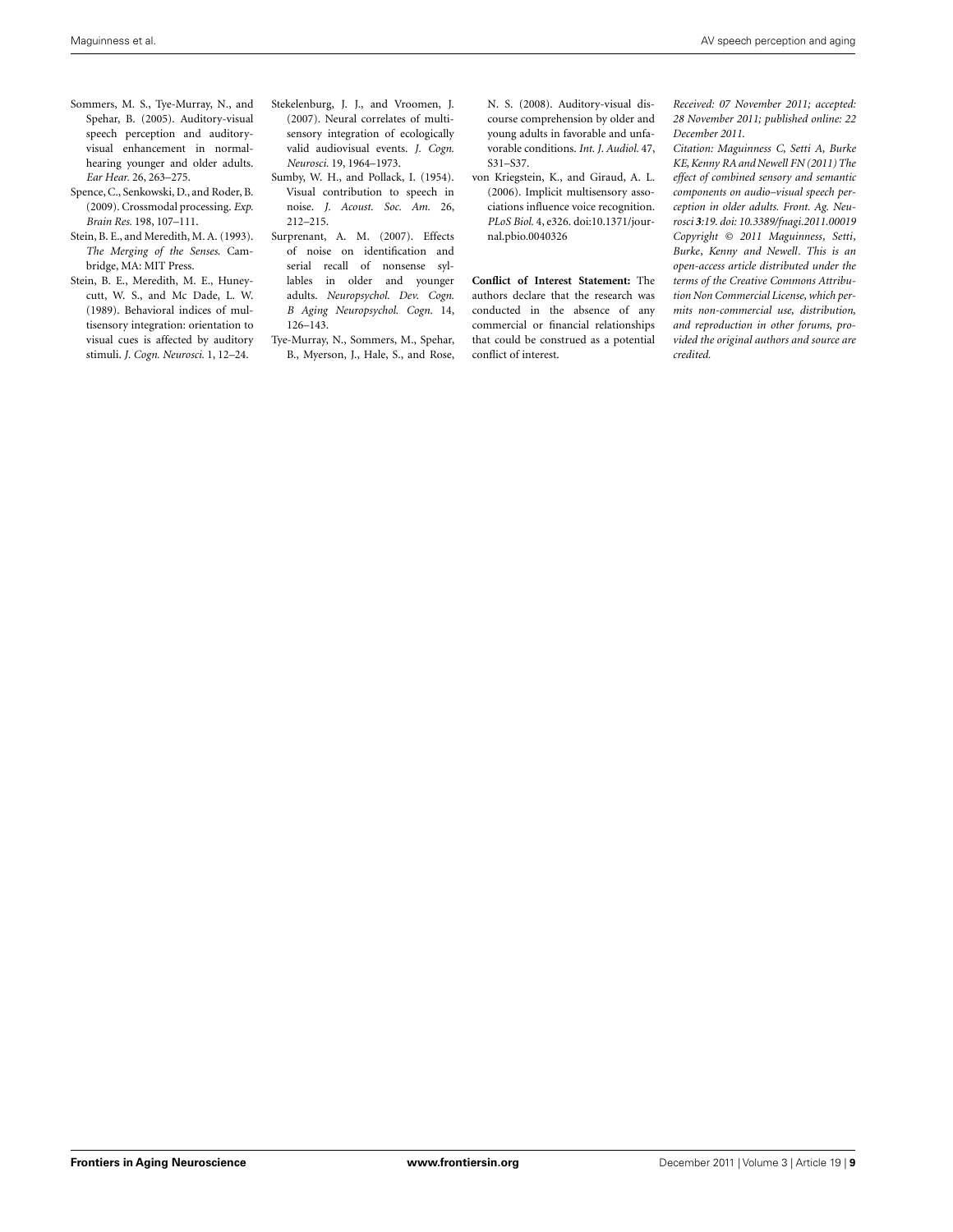Sommers, M. S., Tye-Murray, N., and Spehar, B. (2005). Auditory-visual speech perception and auditory-visual enhancement in normal-hearing younger and older adults. *Ear Hear.* 26, 263–275.

Spence, C., Senkowski, D., and Roder, B. (2009). Crossmodal processing. *Exp. Brain Res.* 198, 107–111.

Stein, B. E., and Meredith, M. A. (1993). *The Merging of the Senses*. Cambridge, MA: MIT Press.

Stein, B. E., Meredith, M. E., Huneycutt, W. S., and Mc Dade, L. W. (1989). Behavioral indices of multisensory integration: orientation to visual cues is affected by auditory stimuli. *J. Cogn. Neurosci.* 1, 12–24.

Stekelenburg, J. J., and Vroomen, J. (2007). Neural correlates of multisensory integration of ecologically valid audiovisual events. *J. Cogn. Neurosci.* 19, 1964–1973.

Sumby, W. H., and Pollack, I. (1954). Visual contribution to speech in noise. *J. Acoust. Soc. Am.* 26, 212–215.

Surprenant, A. M. (2007). Effects of noise on identification and serial recall of nonsense syllables in older and younger adults. *Neuropsychol. Dev. Cogn. B Aging Neuropsychol. Cogn.* 14, 126–143.

Tye-Murray, N., Sommers, M., Spehar, B., Myerson, J., Hale, S., and Rose, N. S. (2008). Auditory-visual discourse comprehension by older and young adults in favorable and unfavorable conditions. *Int. J. Audiol.* 47, S31–S37.

von Kriegstein, K., and Giraud, A. L. (2006). Implicit multisensory associations influence voice recognition. *PLoS Biol.* 4, e326. doi:10.1371/journal.pbio.0040326

**Conflict of Interest Statement:** The authors declare that the research was conducted in the absence of any commercial or financial relationships that could be construed as a potential conflict of interest.

*Received: 07 November 2011; accepted: 28 November 2011; published online: 22 December 2011.*

*Citation: Maguinness C, Setti A, Burke KE, Kenny RA and Newell FN (2011) The effect of combined sensory and semantic components on audio–visual speech perception in older adults. Front. Ag. Neurosci* ***3****:19. doi: 10.3389/fnagi.2011.00019*

*Copyright © 2011 Maguinness, Setti, Burke, Kenny and Newell. This is an open-access article distributed under the terms of the Creative Commons Attribution Non Commercial License, which permits non-commercial use, distribution, and reproduction in other forums, provided the original authors and source are credited.*